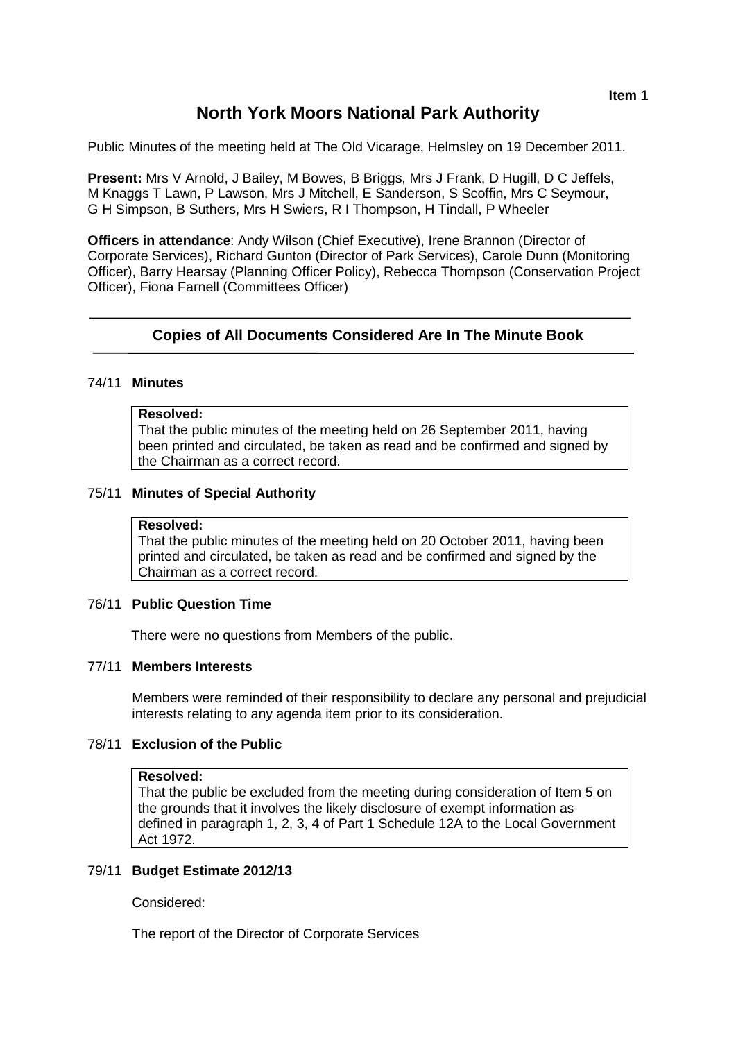**Item 1**

# North York Moors National Park Authority

Public Minutes of the meeting held at The Old Vicarage, Helmsley on 19 December 2011.

**Present:** Mrs V Arnold, J Bailey, M Bowes, B Briggs, Mrs J Frank, D Hugill, D C Jeffels, M Knaggs T Lawn, P Lawson, Mrs J Mitchell, E Sanderson, S Scoffin, Mrs C Seymour, G H Simpson, B Suthers, Mrs H Swiers, R I Thompson, H Tindall, P Wheeler

**Officers in attendance**: Andy Wilson (Chief Executive), Irene Brannon (Director of Corporate Services), Richard Gunton (Director of Park Services), Carole Dunn (Monitoring Officer), Barry Hearsay (Planning Officer Policy), Rebecca Thompson (Conservation Project Officer), Fiona Farnell (Committees Officer)

---

### Copies of All Documents Considered Are In The Minute Book

---

### 74/11 Minutes

**Resolved:**
That the public minutes of the meeting held on 26 September 2011, having been printed and circulated, be taken as read and be confirmed and signed by the Chairman as a correct record.

### 75/11 Minutes of Special Authority

**Resolved:**
That the public minutes of the meeting held on 20 October 2011, having been printed and circulated, be taken as read and be confirmed and signed by the Chairman as a correct record.

### 76/11 Public Question Time

There were no questions from Members of the public.

### 77/11 Members Interests

Members were reminded of their responsibility to declare any personal and prejudicial interests relating to any agenda item prior to its consideration.

### 78/11 Exclusion of the Public

**Resolved:**
That the public be excluded from the meeting during consideration of Item 5 on the grounds that it involves the likely disclosure of exempt information as defined in paragraph 1, 2, 3, 4 of Part 1 Schedule 12A to the Local Government Act 1972.

### 79/11 Budget Estimate 2012/13

Considered:

The report of the Director of Corporate Services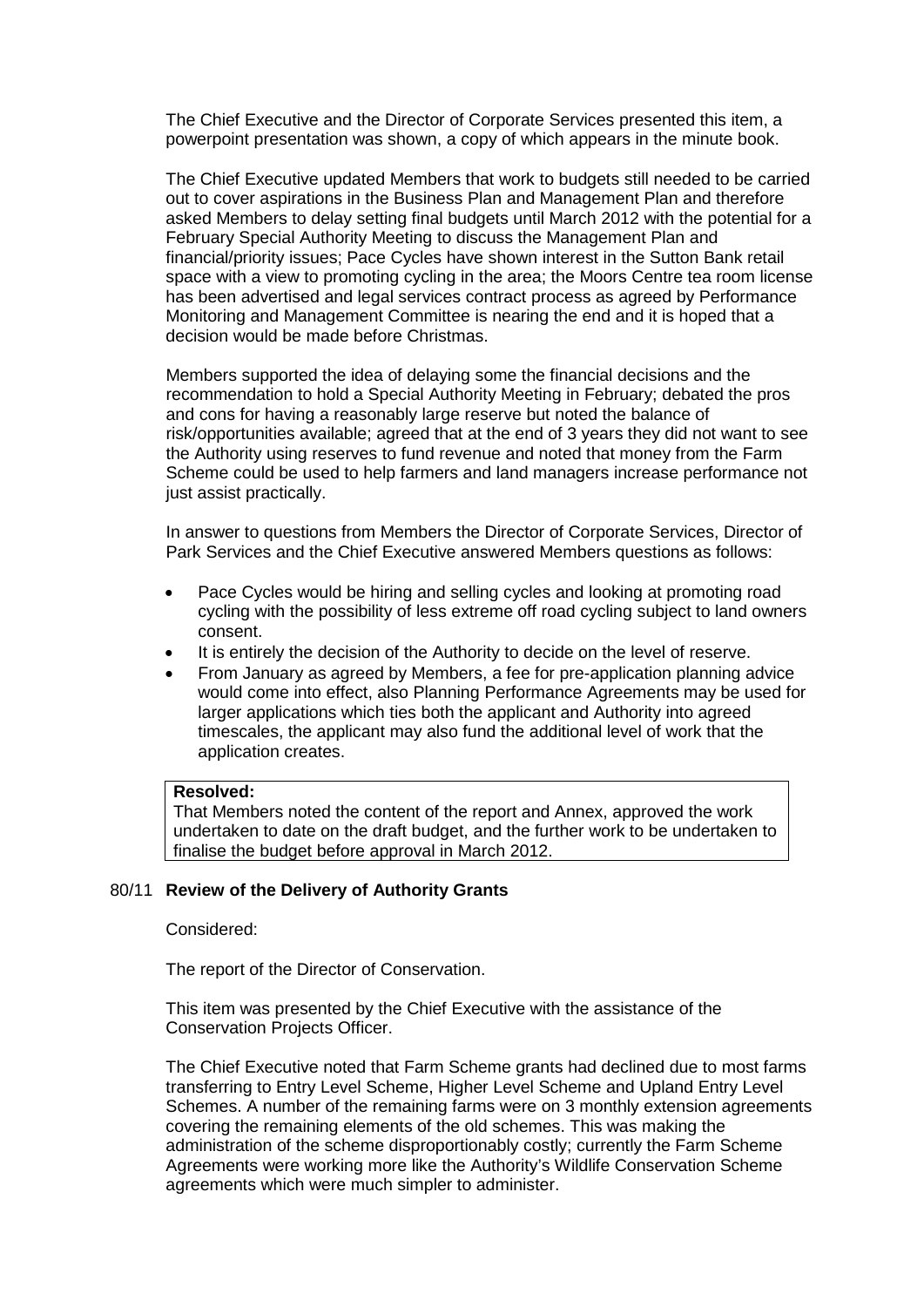The Chief Executive and the Director of Corporate Services presented this item, a powerpoint presentation was shown, a copy of which appears in the minute book.

The Chief Executive updated Members that work to budgets still needed to be carried out to cover aspirations in the Business Plan and Management Plan and therefore asked Members to delay setting final budgets until March 2012 with the potential for a February Special Authority Meeting to discuss the Management Plan and financial/priority issues; Pace Cycles have shown interest in the Sutton Bank retail space with a view to promoting cycling in the area; the Moors Centre tea room license has been advertised and legal services contract process as agreed by Performance Monitoring and Management Committee is nearing the end and it is hoped that a decision would be made before Christmas.

Members supported the idea of delaying some the financial decisions and the recommendation to hold a Special Authority Meeting in February; debated the pros and cons for having a reasonably large reserve but noted the balance of risk/opportunities available; agreed that at the end of 3 years they did not want to see the Authority using reserves to fund revenue and noted that money from the Farm Scheme could be used to help farmers and land managers increase performance not just assist practically.

In answer to questions from Members the Director of Corporate Services, Director of Park Services and the Chief Executive answered Members questions as follows:

- Pace Cycles would be hiring and selling cycles and looking at promoting road cycling with the possibility of less extreme off road cycling subject to land owners consent.
- It is entirely the decision of the Authority to decide on the level of reserve.
- From January as agreed by Members, a fee for pre-application planning advice would come into effect, also Planning Performance Agreements may be used for larger applications which ties both the applicant and Authority into agreed timescales, the applicant may also fund the additional level of work that the application creates.

**Resolved:**
That Members noted the content of the report and Annex, approved the work undertaken to date on the draft budget, and the further work to be undertaken to finalise the budget before approval in March 2012.

## 80/11 Review of the Delivery of Authority Grants

Considered:

The report of the Director of Conservation.

This item was presented by the Chief Executive with the assistance of the Conservation Projects Officer.

The Chief Executive noted that Farm Scheme grants had declined due to most farms transferring to Entry Level Scheme, Higher Level Scheme and Upland Entry Level Schemes. A number of the remaining farms were on 3 monthly extension agreements covering the remaining elements of the old schemes. This was making the administration of the scheme disproportionably costly; currently the Farm Scheme Agreements were working more like the Authority's Wildlife Conservation Scheme agreements which were much simpler to administer.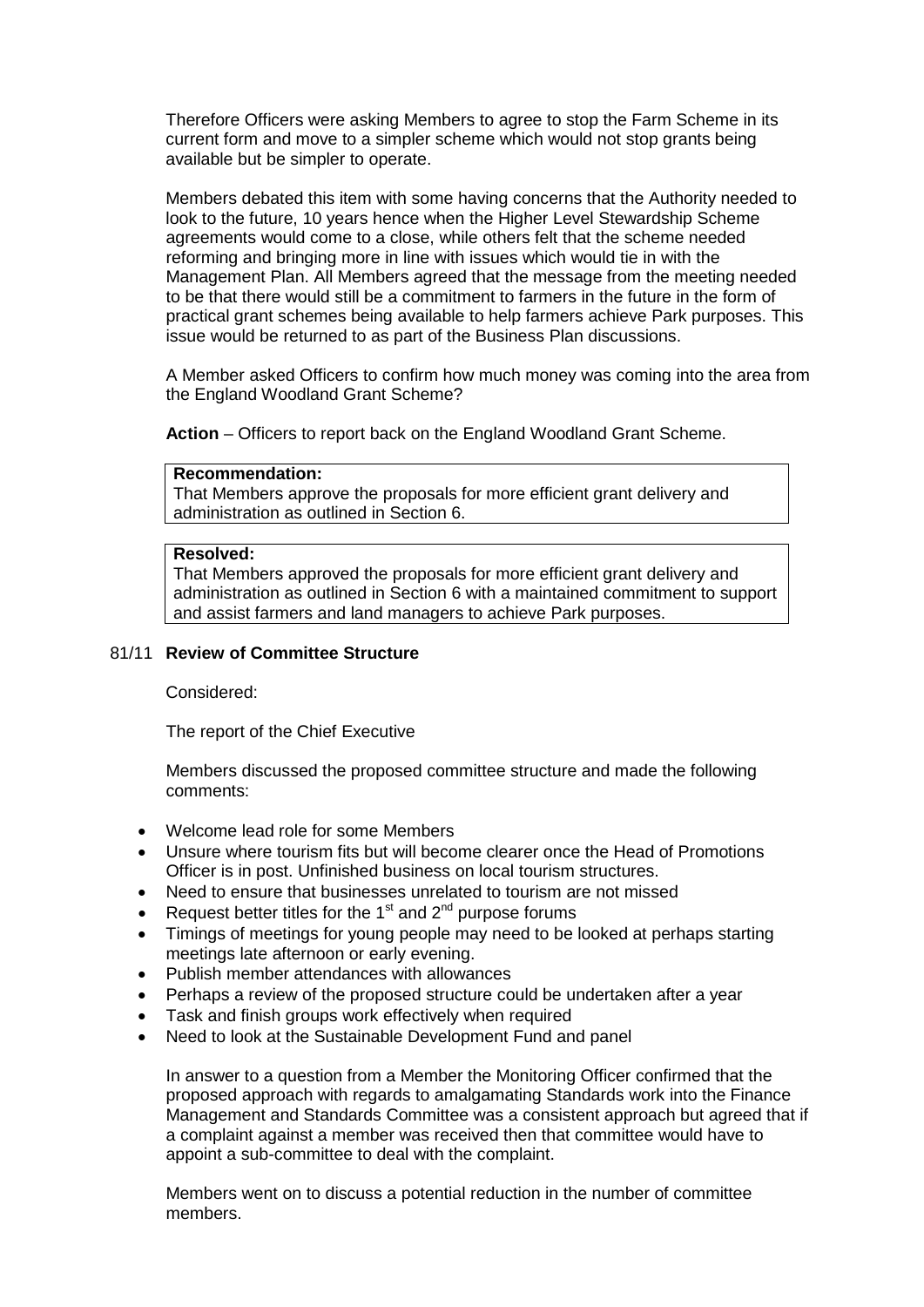Therefore Officers were asking Members to agree to stop the Farm Scheme in its current form and move to a simpler scheme which would not stop grants being available but be simpler to operate.

Members debated this item with some having concerns that the Authority needed to look to the future, 10 years hence when the Higher Level Stewardship Scheme agreements would come to a close, while others felt that the scheme needed reforming and bringing more in line with issues which would tie in with the Management Plan. All Members agreed that the message from the meeting needed to be that there would still be a commitment to farmers in the future in the form of practical grant schemes being available to help farmers achieve Park purposes. This issue would be returned to as part of the Business Plan discussions.

A Member asked Officers to confirm how much money was coming into the area from the England Woodland Grant Scheme?

**Action** – Officers to report back on the England Woodland Grant Scheme.

**Recommendation:**
That Members approve the proposals for more efficient grant delivery and administration as outlined in Section 6.

**Resolved:**
That Members approved the proposals for more efficient grant delivery and administration as outlined in Section 6 with a maintained commitment to support and assist farmers and land managers to achieve Park purposes.

## 81/11 **Review of Committee Structure**

Considered:

The report of the Chief Executive

Members discussed the proposed committee structure and made the following comments:

- Welcome lead role for some Members
- Unsure where tourism fits but will become clearer once the Head of Promotions Officer is in post. Unfinished business on local tourism structures.
- Need to ensure that businesses unrelated to tourism are not missed
- Request better titles for the 1st and 2nd purpose forums
- Timings of meetings for young people may need to be looked at perhaps starting meetings late afternoon or early evening.
- Publish member attendances with allowances
- Perhaps a review of the proposed structure could be undertaken after a year
- Task and finish groups work effectively when required
- Need to look at the Sustainable Development Fund and panel

In answer to a question from a Member the Monitoring Officer confirmed that the proposed approach with regards to amalgamating Standards work into the Finance Management and Standards Committee was a consistent approach but agreed that if a complaint against a member was received then that committee would have to appoint a sub-committee to deal with the complaint.

Members went on to discuss a potential reduction in the number of committee members.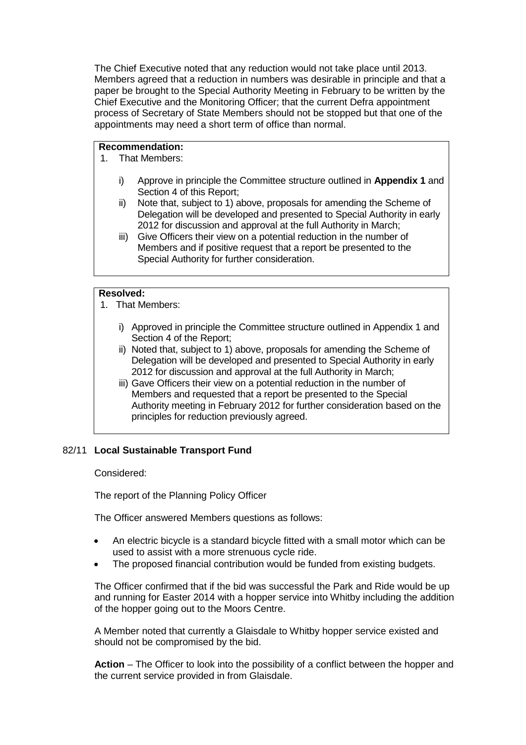The Chief Executive noted that any reduction would not take place until 2013. Members agreed that a reduction in numbers was desirable in principle and that a paper be brought to the Special Authority Meeting in February to be written by the Chief Executive and the Monitoring Officer; that the current Defra appointment process of Secretary of State Members should not be stopped but that one of the appointments may need a short term of office than normal.

**Recommendation:**

1. That Members:

   i) Approve in principle the Committee structure outlined in **Appendix 1** and Section 4 of this Report;
   
   ii) Note that, subject to 1) above, proposals for amending the Scheme of Delegation will be developed and presented to Special Authority in early 2012 for discussion and approval at the full Authority in March;
   
   iii) Give Officers their view on a potential reduction in the number of Members and if positive request that a report be presented to the Special Authority for further consideration.

**Resolved:**

1. That Members:

   i) Approved in principle the Committee structure outlined in Appendix 1 and Section 4 of the Report;
   
   ii) Noted that, subject to 1) above, proposals for amending the Scheme of Delegation will be developed and presented to Special Authority in early 2012 for discussion and approval at the full Authority in March;
   
   iii) Gave Officers their view on a potential reduction in the number of Members and requested that a report be presented to the Special Authority meeting in February 2012 for further consideration based on the principles for reduction previously agreed.

### 82/11 **Local Sustainable Transport Fund**

Considered:

The report of the Planning Policy Officer

The Officer answered Members questions as follows:

- An electric bicycle is a standard bicycle fitted with a small motor which can be used to assist with a more strenuous cycle ride.
- The proposed financial contribution would be funded from existing budgets.

The Officer confirmed that if the bid was successful the Park and Ride would be up and running for Easter 2014 with a hopper service into Whitby including the addition of the hopper going out to the Moors Centre.

A Member noted that currently a Glaisdale to Whitby hopper service existed and should not be compromised by the bid.

**Action** – The Officer to look into the possibility of a conflict between the hopper and the current service provided in from Glaisdale.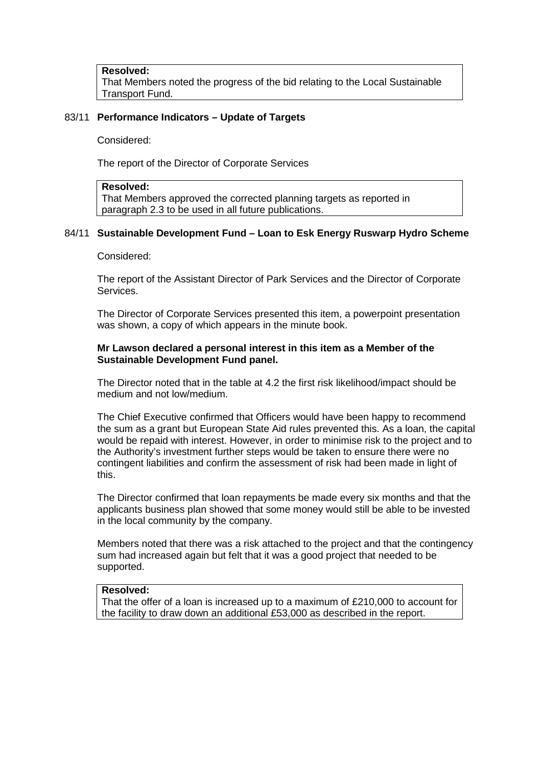**Resolved:**
That Members noted the progress of the bid relating to the Local Sustainable Transport Fund.

### 83/11 Performance Indicators – Update of Targets

Considered:

The report of the Director of Corporate Services

**Resolved:**
That Members approved the corrected planning targets as reported in paragraph 2.3 to be used in all future publications.

### 84/11 Sustainable Development Fund – Loan to Esk Energy Ruswarp Hydro Scheme

Considered:

The report of the Assistant Director of Park Services and the Director of Corporate Services.

The Director of Corporate Services presented this item, a powerpoint presentation was shown, a copy of which appears in the minute book.

**Mr Lawson declared a personal interest in this item as a Member of the Sustainable Development Fund panel.**

The Director noted that in the table at 4.2 the first risk likelihood/impact should be medium and not low/medium.

The Chief Executive confirmed that Officers would have been happy to recommend the sum as a grant but European State Aid rules prevented this. As a loan, the capital would be repaid with interest. However, in order to minimise risk to the project and to the Authority's investment further steps would be taken to ensure there were no contingent liabilities and confirm the assessment of risk had been made in light of this.

The Director confirmed that loan repayments be made every six months and that the applicants business plan showed that some money would still be able to be invested in the local community by the company.

Members noted that there was a risk attached to the project and that the contingency sum had increased again but felt that it was a good project that needed to be supported.

**Resolved:**
That the offer of a loan is increased up to a maximum of £210,000 to account for the facility to draw down an additional £53,000 as described in the report.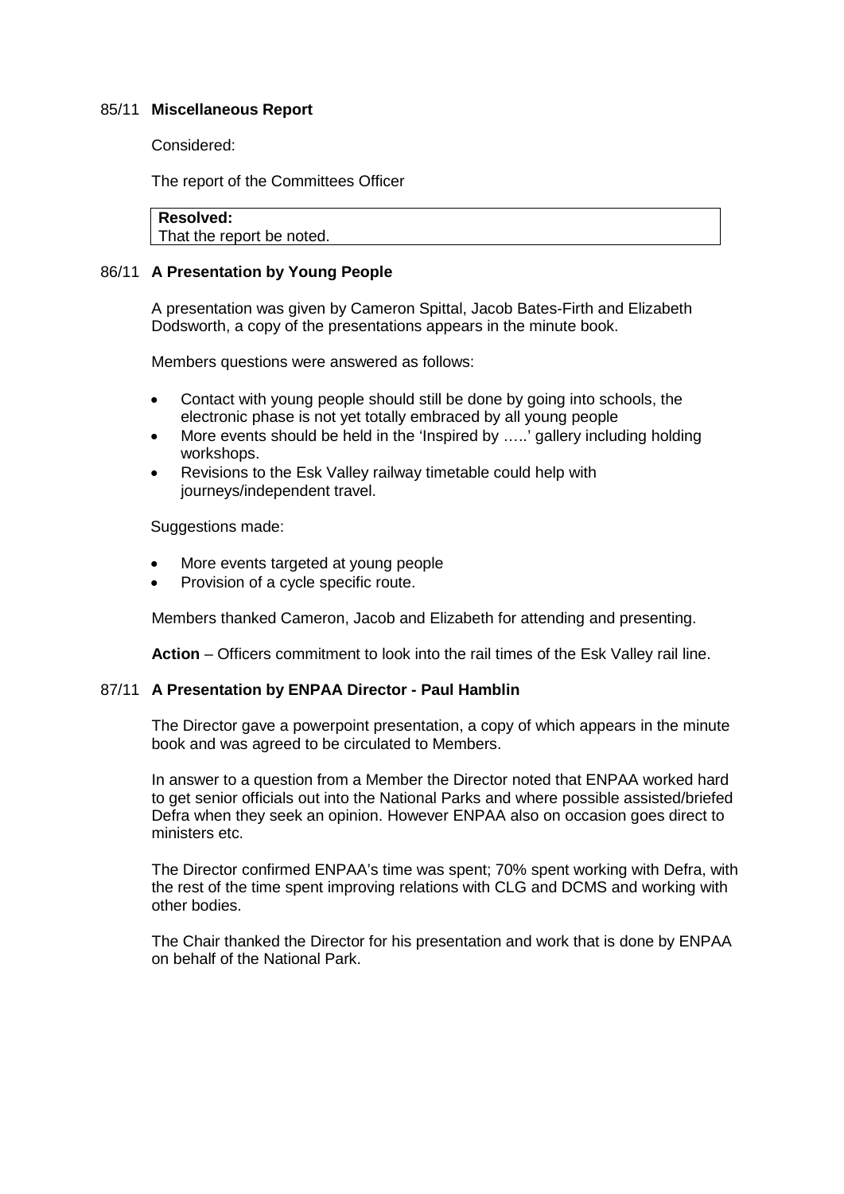## 85/11 **Miscellaneous Report**

Considered:

The report of the Committees Officer

| **Resolved:** |
|---|
| That the report be noted. |

## 86/11 **A Presentation by Young People**

A presentation was given by Cameron Spittal, Jacob Bates-Firth and Elizabeth Dodsworth, a copy of the presentations appears in the minute book.

Members questions were answered as follows:

- Contact with young people should still be done by going into schools, the electronic phase is not yet totally embraced by all young people
- More events should be held in the 'Inspired by …..' gallery including holding workshops.
- Revisions to the Esk Valley railway timetable could help with journeys/independent travel.

Suggestions made:

- More events targeted at young people
- Provision of a cycle specific route.

Members thanked Cameron, Jacob and Elizabeth for attending and presenting.

**Action** – Officers commitment to look into the rail times of the Esk Valley rail line.

## 87/11 **A Presentation by ENPAA Director - Paul Hamblin**

The Director gave a powerpoint presentation, a copy of which appears in the minute book and was agreed to be circulated to Members.

In answer to a question from a Member the Director noted that ENPAA worked hard to get senior officials out into the National Parks and where possible assisted/briefed Defra when they seek an opinion. However ENPAA also on occasion goes direct to ministers etc.

The Director confirmed ENPAA's time was spent; 70% spent working with Defra, with the rest of the time spent improving relations with CLG and DCMS and working with other bodies.

The Chair thanked the Director for his presentation and work that is done by ENPAA on behalf of the National Park.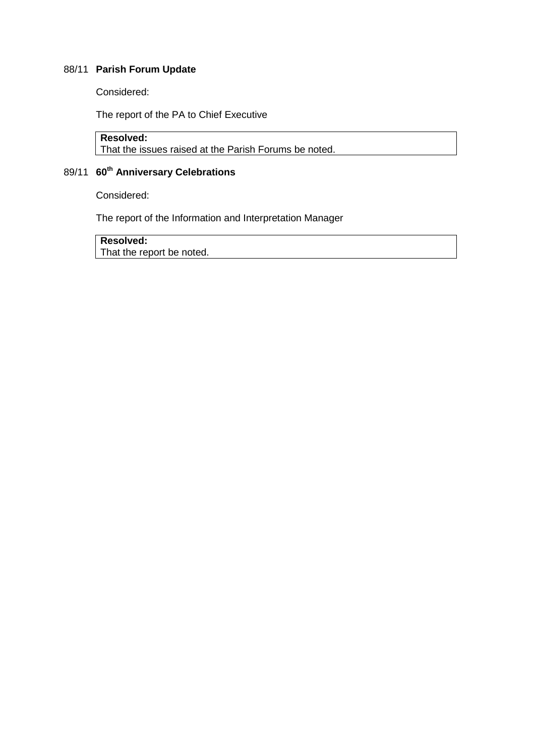88/11 **Parish Forum Update**

Considered:

The report of the PA to Chief Executive

| **Resolved:** |
| --- |
| That the issues raised at the Parish Forums be noted. |

89/11 **60th Anniversary Celebrations**

Considered:

The report of the Information and Interpretation Manager

| **Resolved:** |
| --- |
| That the report be noted. |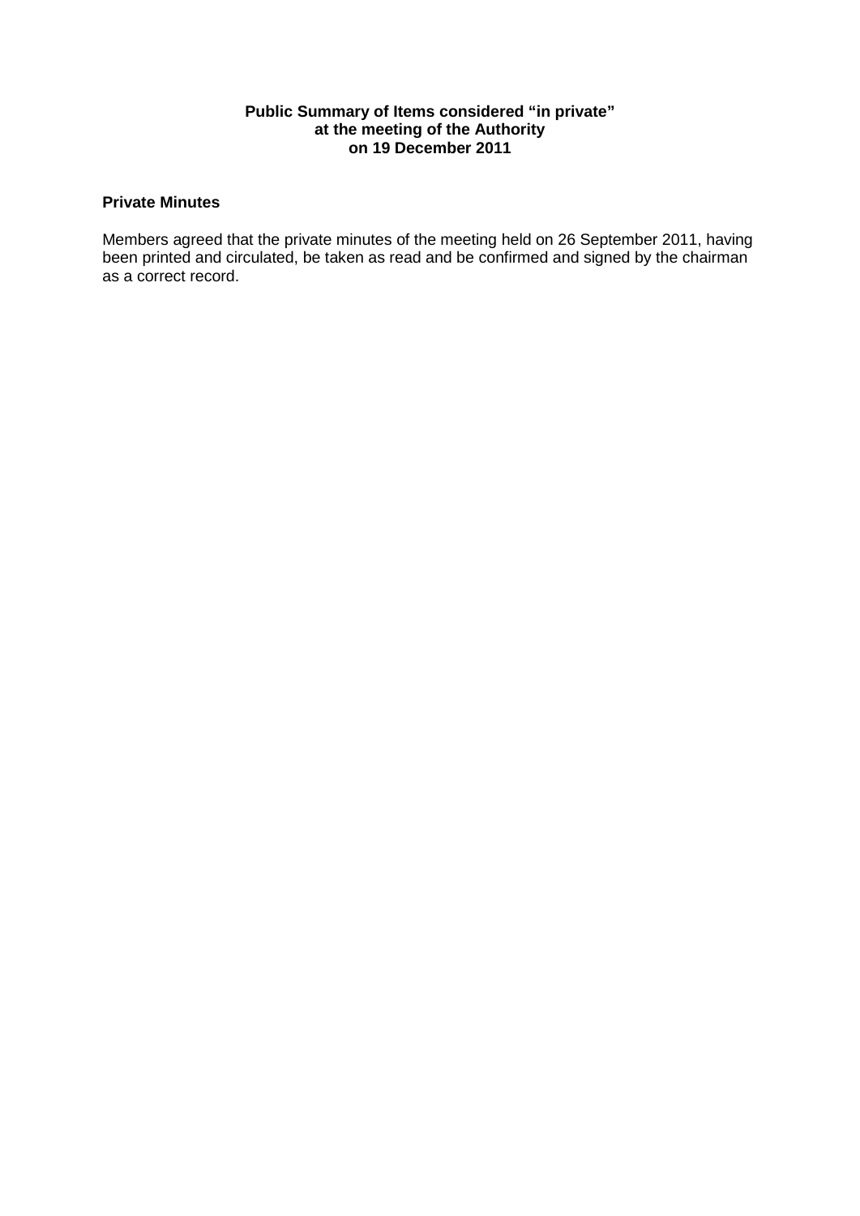**Public Summary of Items considered "in private" at the meeting of the Authority on 19 December 2011**

## Private Minutes

Members agreed that the private minutes of the meeting held on 26 September 2011, having been printed and circulated, be taken as read and be confirmed and signed by the chairman as a correct record.